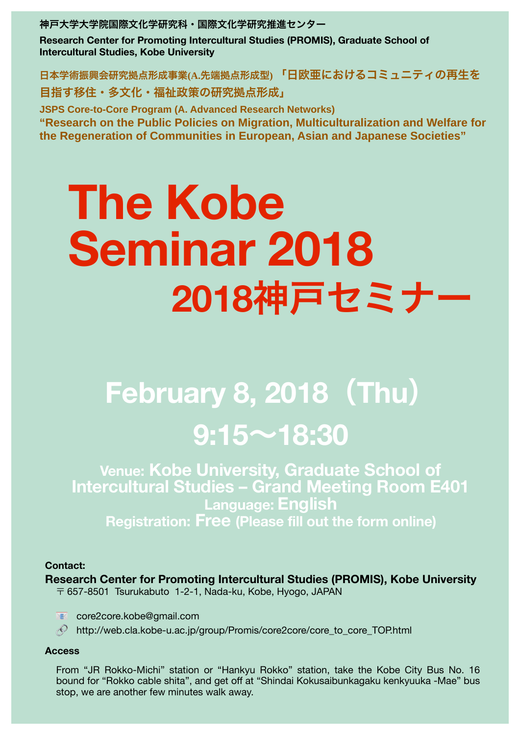**神戸大学大学院国際文化学研究科・国際文化学研究推進センター**

**Research Center for Promoting Intercultural Studies (PROMIS), Graduate School of Intercultural Studies, Kobe University**

**日本学術振興会研究拠点形成事業(A.先端拠点形成型) 「日欧亜におけるコミュニティの再生を目指す移住・多文化・福祉政策の研究拠点形成」**

**JSPS Core-to-Core Program (A. Advanced Research Networks)**
**“Research on the Public Policies on Migration, Multiculturalization and Welfare for the Regeneration of Communities in European, Asian and Japanese Societies”**

# The Kobe Seminar 2018

# 2018神戸セミナー

## February 8, 2018（Thu）

## 9:15～18:30

**Venue: Kobe University, Graduate School of Intercultural Studies – Grand Meeting Room E401**
**Language: English**
**Registration: Free (Please fill out the form online)**

**Contact:**

**Research Center for Promoting Intercultural Studies (PROMIS), Kobe University**
〒657-8501 Tsurukabuto 1-2-1, Nada-ku, Kobe, Hyogo, JAPAN

core2core.kobe@gmail.com

http://web.cla.kobe-u.ac.jp/group/Promis/core2core/core_to_core_TOP.html

**Access**

From “JR Rokko-Michi” station or “Hankyu Rokko” station, take the Kobe City Bus No. 16 bound for “Rokko cable shita”, and get off at “Shindai Kokusaibunkagaku kenkyuuka -Mae” bus stop, we are another few minutes walk away.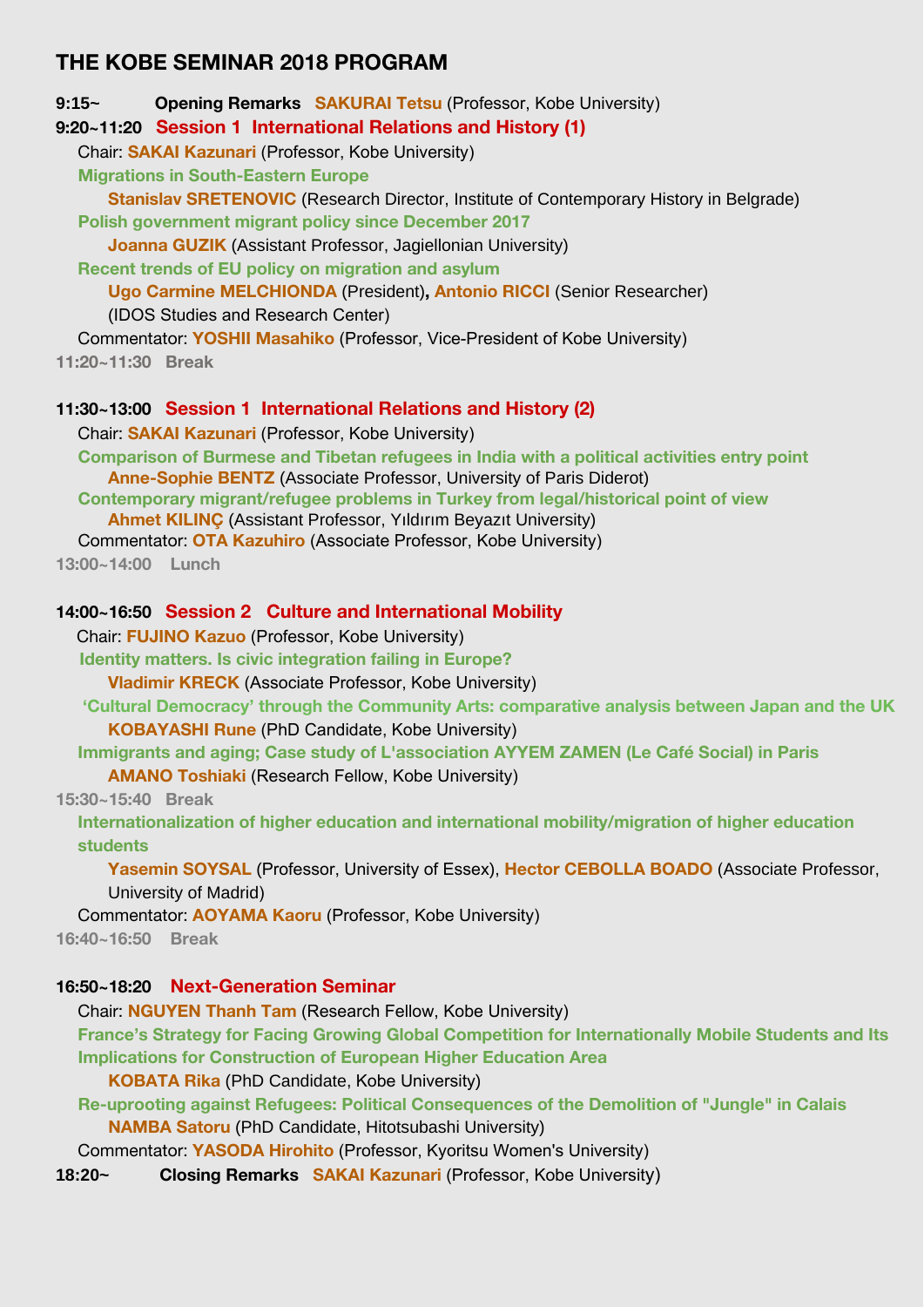# THE KOBE SEMINAR 2018 PROGRAM

**9:15~** **Opening Remarks** **SAKURAI Tetsu** (Professor, Kobe University)

**9:20~11:20** **Session 1 International Relations and History (1)**

Chair: **SAKAI Kazunari** (Professor, Kobe University)

**Migrations in South-Eastern Europe**

**Stanislav SRETENOVIC** (Research Director, Institute of Contemporary History in Belgrade)

**Polish government migrant policy since December 2017**

**Joanna GUZIK** (Assistant Professor, Jagiellonian University)

**Recent trends of EU policy on migration and asylum**

**Ugo Carmine MELCHIONDA** (President)**,** **Antonio RICCI** (Senior Researcher) (IDOS Studies and Research Center)

Commentator: **YOSHII Masahiko** (Professor, Vice-President of Kobe University)

**11:20~11:30 Break**

**11:30~13:00** **Session 1 International Relations and History (2)**

Chair: **SAKAI Kazunari** (Professor, Kobe University)

**Comparison of Burmese and Tibetan refugees in India with a political activities entry point**

**Anne-Sophie BENTZ** (Associate Professor, University of Paris Diderot)

**Contemporary migrant/refugee problems in Turkey from legal/historical point of view**

**Ahmet KILINÇ** (Assistant Professor, Yıldırım Beyazıt University)

Commentator: **OTA Kazuhiro** (Associate Professor, Kobe University)

**13:00~14:00 Lunch**

**14:00~16:50** **Session 2 Culture and International Mobility**

Chair: **FUJINO Kazuo** (Professor, Kobe University)

**Identity matters. Is civic integration failing in Europe?**

**Vladimir KRECK** (Associate Professor, Kobe University)

**'Cultural Democracy' through the Community Arts: comparative analysis between Japan and the UK**

**KOBAYASHI Rune** (PhD Candidate, Kobe University)

**Immigrants and aging; Case study of L'association AYYEM ZAMEN (Le Café Social) in Paris**

**AMANO Toshiaki** (Research Fellow, Kobe University)

**15:30~15:40 Break**

**Internationalization of higher education and international mobility/migration of higher education students**

**Yasemin SOYSAL** (Professor, University of Essex), **Hector CEBOLLA BOADO** (Associate Professor, University of Madrid)

Commentator: **AOYAMA Kaoru** (Professor, Kobe University)

**16:40~16:50 Break**

**16:50~18:20** **Next-Generation Seminar**

Chair: **NGUYEN Thanh Tam** (Research Fellow, Kobe University)

**France's Strategy for Facing Growing Global Competition for Internationally Mobile Students and Its Implications for Construction of European Higher Education Area**

**KOBATA Rika** (PhD Candidate, Kobe University)

**Re-uprooting against Refugees: Political Consequences of the Demolition of "Jungle" in Calais**

**NAMBA Satoru** (PhD Candidate, Hitotsubashi University)

Commentator: **YASODA Hirohito** (Professor, Kyoritsu Women's University)

**18:20~** **Closing Remarks** **SAKAI Kazunari** (Professor, Kobe University)